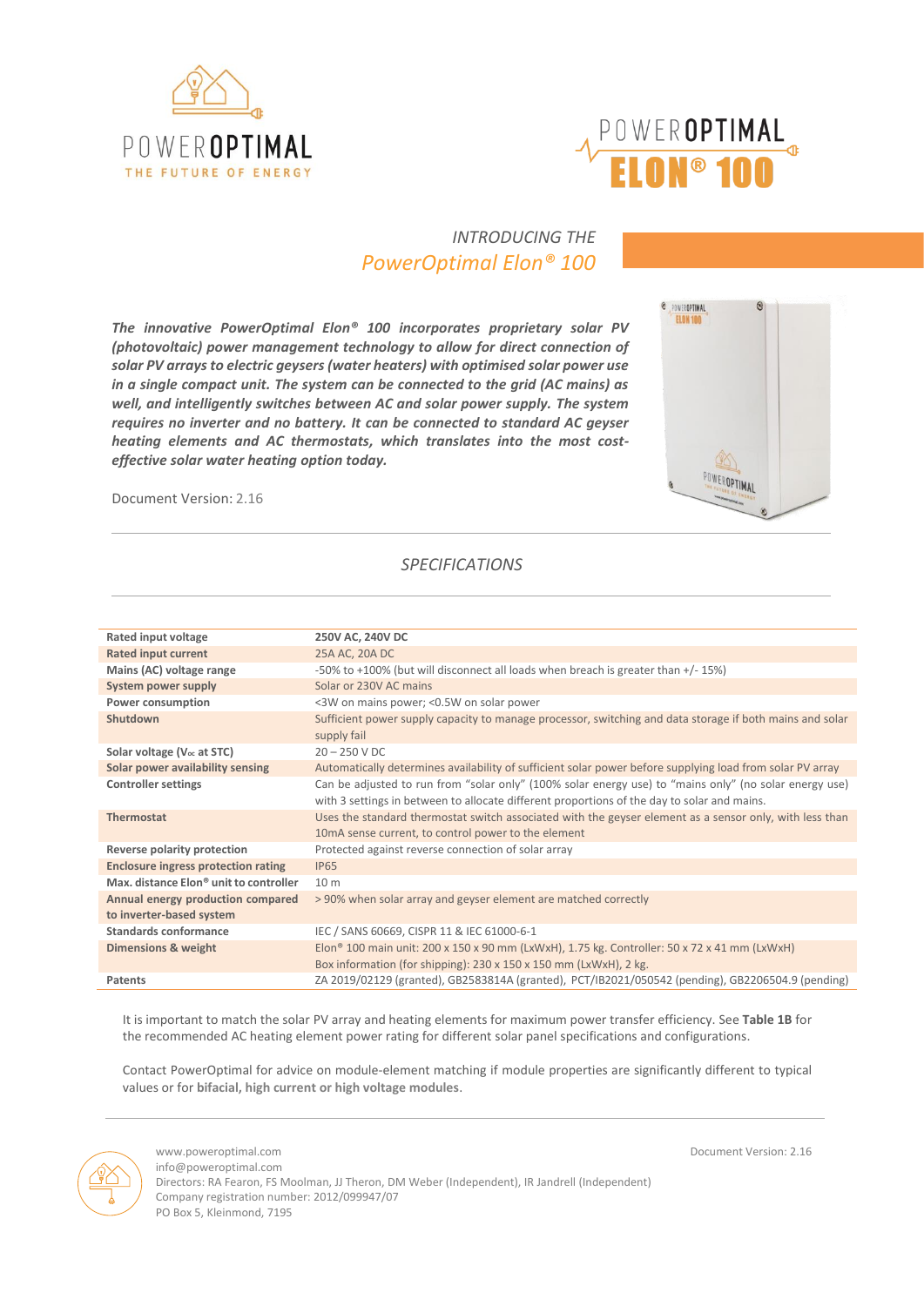# POWEROPTIMAL ELON® 100

## INTRODUCING THE PowerOptimal Elon® 100

***The innovative PowerOptimal Elon® 100 incorporates proprietary solar PV (photovoltaic) power management technology to allow for direct connection of solar PV arrays to electric geysers (water heaters) with optimised solar power use in a single compact unit. The system can be connected to the grid (AC mains) as well, and intelligently switches between AC and solar power supply. The system requires no inverter and no battery. It can be connected to standard AC geyser heating elements and AC thermostats, which translates into the most cost-effective solar water heating option today.***

Document Version: 2.16

## SPECIFICATIONS

| | |
|---|---|
| **Rated input voltage** | **250V AC, 240V DC** |
| **Rated input current** | 25A AC, 20A DC |
| **Mains (AC) voltage range** | -50% to +100% (but will disconnect all loads when breach is greater than +/- 15%) |
| **System power supply** | Solar or 230V AC mains |
| **Power consumption** | <3W on mains power; <0.5W on solar power |
| **Shutdown** | Sufficient power supply capacity to manage processor, switching and data storage if both mains and solar supply fail |
| **Solar voltage ($V_{oc}$ at STC)** | 20 – 250 V DC |
| **Solar power availability sensing** | Automatically determines availability of sufficient solar power before supplying load from solar PV array |
| **Controller settings** | Can be adjusted to run from "solar only" (100% solar energy use) to "mains only" (no solar energy use) with 3 settings in between to allocate different proportions of the day to solar and mains. |
| **Thermostat** | Uses the standard thermostat switch associated with the geyser element as a sensor only, with less than 10mA sense current, to control power to the element |
| **Reverse polarity protection** | Protected against reverse connection of solar array |
| **Enclosure ingress protection rating** | IP65 |
| **Max. distance Elon® unit to controller** | 10 m |
| **Annual energy production compared to inverter-based system** | > 90% when solar array and geyser element are matched correctly |
| **Standards conformance** | IEC / SANS 60669, CISPR 11 & IEC 61000-6-1 |
| **Dimensions & weight** | Elon® 100 main unit: 200 x 150 x 90 mm (LxWxH), 1.75 kg. Controller: 50 x 72 x 41 mm (LxWxH) Box information (for shipping): 230 x 150 x 150 mm (LxWxH), 2 kg. |
| **Patents** | ZA 2019/02129 (granted), GB2583814A (granted), PCT/IB2021/050542 (pending), GB2206504.9 (pending) |

It is important to match the solar PV array and heating elements for maximum power transfer efficiency. See **Table 1B** for the recommended AC heating element power rating for different solar panel specifications and configurations.

Contact PowerOptimal for advice on module-element matching if module properties are significantly different to typical values or for **bifacial, high current or high voltage modules**.

www.poweroptimal.com
info@poweroptimal.com
Directors: RA Fearon, FS Moolman, JJ Theron, DM Weber (Independent), IR Jandrell (Independent)
Company registration number: 2012/099947/07
PO Box 5, Kleinmond, 7195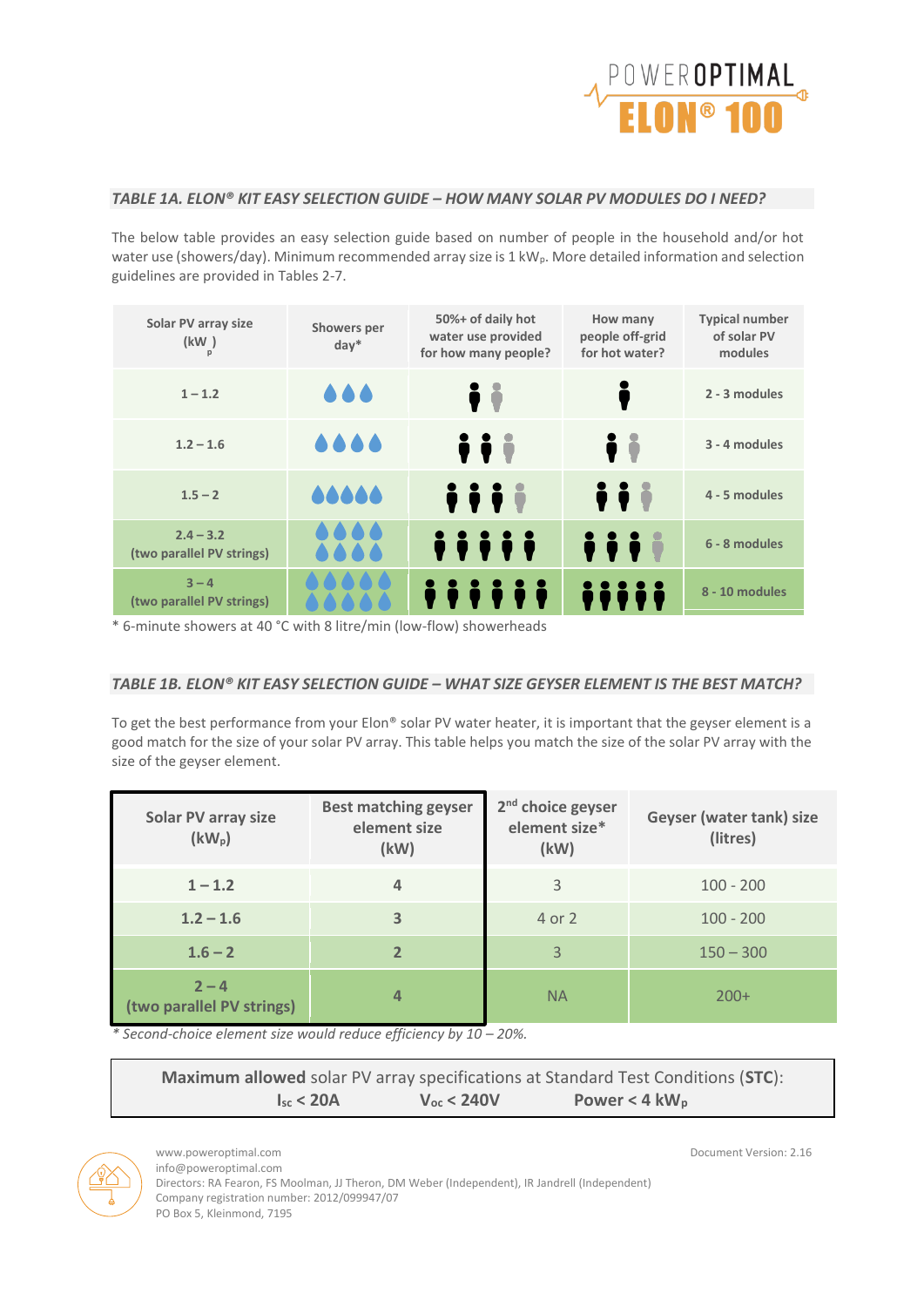### *TABLE 1A. ELON® KIT EASY SELECTION GUIDE – HOW MANY SOLAR PV MODULES DO I NEED?*

The below table provides an easy selection guide based on number of people in the household and/or hot water use (showers/day). Minimum recommended array size is 1 $kW_p$. More detailed information and selection guidelines are provided in Tables 2-7.

| Solar PV array size ($kW_p$) | Showers per day* | 50%+ of daily hot water use provided for how many people? | How many people off-grid for hot water? | Typical number of solar PV modules |
|---|---|---|---|---|
| 1 – 1.2 | 💧💧💧 | 🧍 (🧍) | 🧍 | 2 - 3 modules |
| 1.2 – 1.6 | 💧💧💧💧 | 🧍🧍 (🧍) | 🧍 (🧍) | 3 - 4 modules |
| 1.5 – 2 | 💧💧💧💧💧 | 🧍🧍🧍 (🧍) | 🧍🧍 (🧍) | 4 - 5 modules |
| 2.4 – 3.2 (two parallel PV strings) | 💧💧💧💧💧💧💧💧 | 🧍🧍🧍🧍🧍 | 🧍🧍🧍 (🧍) | 6 - 8 modules |
| 3 – 4 (two parallel PV strings) | 💧💧💧💧💧💧💧💧💧💧 | 🧍🧍🧍🧍🧍🧍 | 🧍🧍🧍🧍🧍 | 8 - 10 modules |

\* 6-minute showers at 40 °C with 8 litre/min (low-flow) showerheads

### *TABLE 1B. ELON® KIT EASY SELECTION GUIDE – WHAT SIZE GEYSER ELEMENT IS THE BEST MATCH?*

To get the best performance from your Elon® solar PV water heater, it is important that the geyser element is a good match for the size of your solar PV array. This table helps you match the size of the solar PV array with the size of the geyser element.

| Solar PV array size ($kW_p$) | Best matching geyser element size (kW) | 2nd choice geyser element size* (kW) | Geyser (water tank) size (litres) |
|---|---|---|---|
| **1 – 1.2** | **4** | 3 | 100 - 200 |
| **1.2 – 1.6** | **3** | 4 or 2 | 100 - 200 |
| **1.6 – 2** | **2** | 3 | 150 – 300 |
| **2 – 4 (two parallel PV strings)** | **4** | NA | 200+ |

*\* Second-choice element size would reduce efficiency by 10 – 20%.*

**Maximum allowed** solar PV array specifications at Standard Test Conditions (**STC**):

**$I_{sc}$ < 20A** | **$V_{oc}$ < 240V** | **Power < 4 $kW_p$**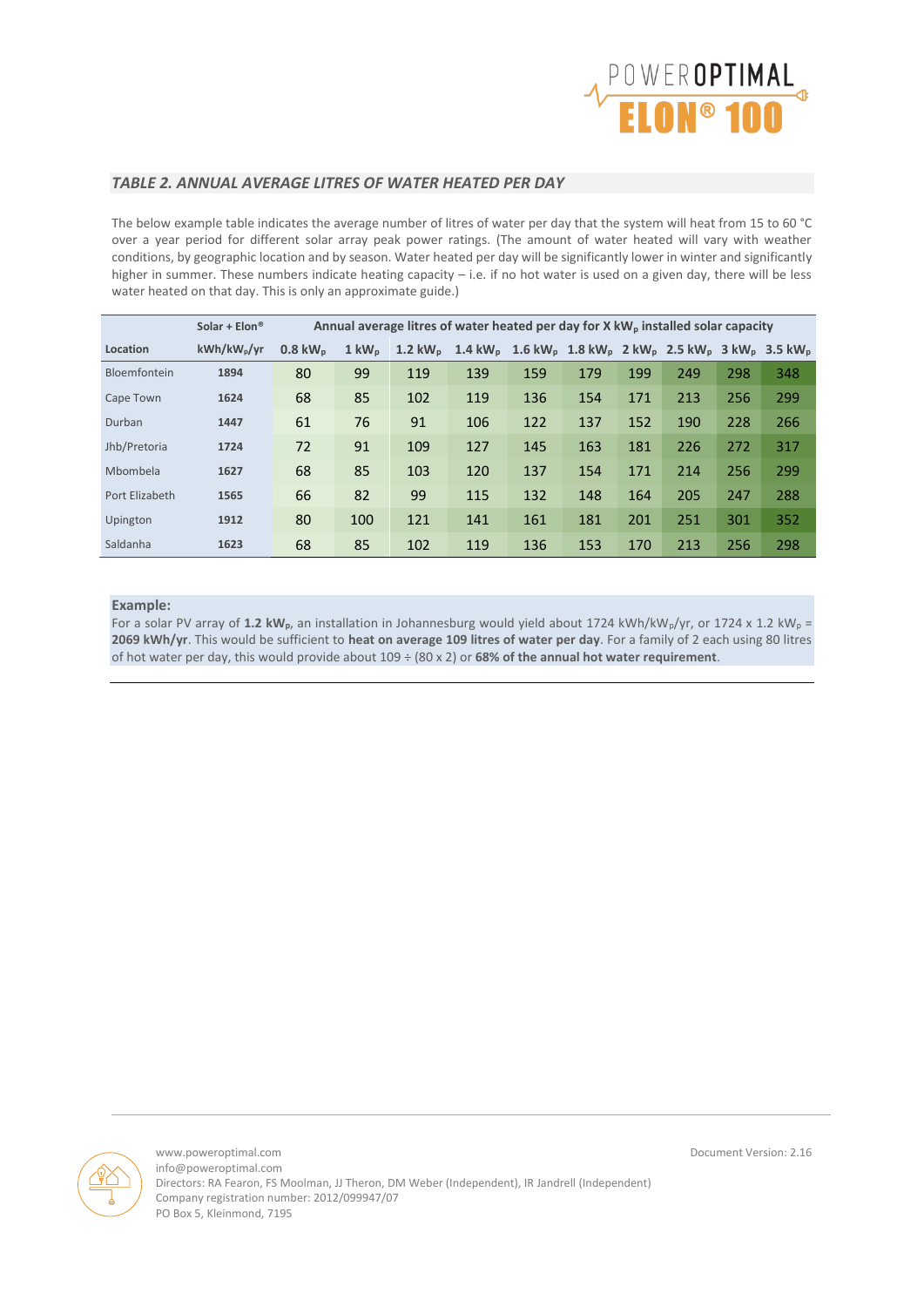## *TABLE 2. ANNUAL AVERAGE LITRES OF WATER HEATED PER DAY*

The below example table indicates the average number of litres of water per day that the system will heat from 15 to 60 °C over a year period for different solar array peak power ratings. (The amount of water heated will vary with weather conditions, by geographic location and by season. Water heated per day will be significantly lower in winter and significantly higher in summer. These numbers indicate heating capacity – i.e. if no hot water is used on a given day, there will be less water heated on that day. This is only an approximate guide.)

| | Solar + Elon® | Annual average litres of water heated per day for X $kW_p$ installed solar capacity | | | | | | | | | |
|---|---|---|---|---|---|---|---|---|---|---|---|
| **Location** | **$kWh/kW_p/yr$** | **0.8 $kW_p$** | **1 $kW_p$** | **1.2 $kW_p$** | **1.4 $kW_p$** | **1.6 $kW_p$** | **1.8 $kW_p$** | **2 $kW_p$** | **2.5 $kW_p$** | **3 $kW_p$** | **3.5 $kW_p$** |
| Bloemfontein | **1894** | 80 | 99 | 119 | 139 | 159 | 179 | 199 | 249 | 298 | 348 |
| Cape Town | **1624** | 68 | 85 | 102 | 119 | 136 | 154 | 171 | 213 | 256 | 299 |
| Durban | **1447** | 61 | 76 | 91 | 106 | 122 | 137 | 152 | 190 | 228 | 266 |
| Jhb/Pretoria | **1724** | 72 | 91 | 109 | 127 | 145 | 163 | 181 | 226 | 272 | 317 |
| Mbombela | **1627** | 68 | 85 | 103 | 120 | 137 | 154 | 171 | 214 | 256 | 299 |
| Port Elizabeth | **1565** | 66 | 82 | 99 | 115 | 132 | 148 | 164 | 205 | 247 | 288 |
| Upington | **1912** | 80 | 100 | 121 | 141 | 161 | 181 | 201 | 251 | 301 | 352 |
| Saldanha | **1623** | 68 | 85 | 102 | 119 | 136 | 153 | 170 | 213 | 256 | 298 |

**Example:**

For a solar PV array of **1.2 $kW_p$**, an installation in Johannesburg would yield about 1724 $kWh/kW_p/yr$, or 1724 x 1.2 $kW_p$ = **2069 kWh/yr**. This would be sufficient to **heat on average 109 litres of water per day**. For a family of 2 each using 80 litres of hot water per day, this would provide about 109 ÷ (80 x 2) or **68% of the annual hot water requirement**.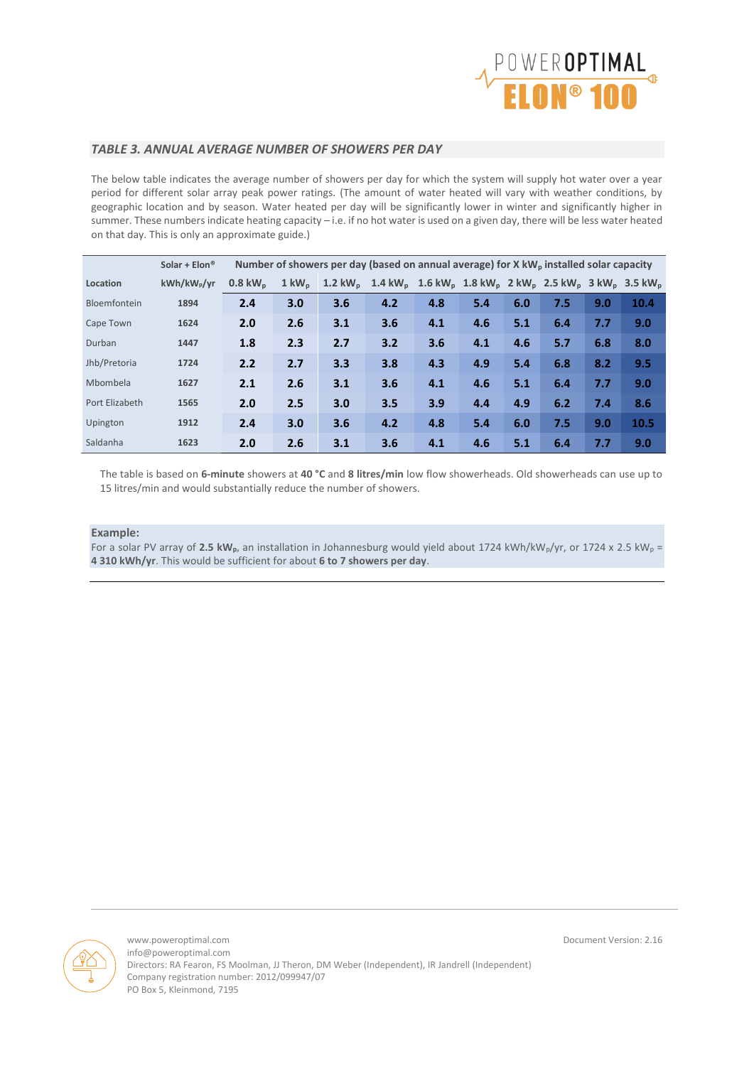## *TABLE 3. ANNUAL AVERAGE NUMBER OF SHOWERS PER DAY*

The below table indicates the average number of showers per day for which the system will supply hot water over a year period for different solar array peak power ratings. (The amount of water heated will vary with weather conditions, by geographic location and by season. Water heated per day will be significantly lower in winter and significantly higher in summer. These numbers indicate heating capacity – i.e. if no hot water is used on a given day, there will be less water heated on that day. This is only an approximate guide.)

| | Solar + Elon® | Number of showers per day (based on annual average) for X $kW_p$ installed solar capacity | | | | | | | | | |
|---|---|---|---|---|---|---|---|---|---|---|---|
| **Location** | **$kWh/kW_p/yr$** | **0.8 $kW_p$** | **1 $kW_p$** | **1.2 $kW_p$** | **1.4 $kW_p$** | **1.6 $kW_p$** | **1.8 $kW_p$** | **2 $kW_p$** | **2.5 $kW_p$** | **3 $kW_p$** | **3.5 $kW_p$** |
| Bloemfontein | 1894 | 2.4 | 3.0 | 3.6 | 4.2 | 4.8 | 5.4 | 6.0 | 7.5 | 9.0 | 10.4 |
| Cape Town | 1624 | 2.0 | 2.6 | 3.1 | 3.6 | 4.1 | 4.6 | 5.1 | 6.4 | 7.7 | 9.0 |
| Durban | 1447 | 1.8 | 2.3 | 2.7 | 3.2 | 3.6 | 4.1 | 4.6 | 5.7 | 6.8 | 8.0 |
| Jhb/Pretoria | 1724 | 2.2 | 2.7 | 3.3 | 3.8 | 4.3 | 4.9 | 5.4 | 6.8 | 8.2 | 9.5 |
| Mbombela | 1627 | 2.1 | 2.6 | 3.1 | 3.6 | 4.1 | 4.6 | 5.1 | 6.4 | 7.7 | 9.0 |
| Port Elizabeth | 1565 | 2.0 | 2.5 | 3.0 | 3.5 | 3.9 | 4.4 | 4.9 | 6.2 | 7.4 | 8.6 |
| Upington | 1912 | 2.4 | 3.0 | 3.6 | 4.2 | 4.8 | 5.4 | 6.0 | 7.5 | 9.0 | 10.5 |
| Saldanha | 1623 | 2.0 | 2.6 | 3.1 | 3.6 | 4.1 | 4.6 | 5.1 | 6.4 | 7.7 | 9.0 |

The table is based on **6-minute** showers at **40 °C** and **8 litres/min** low flow showerheads. Old showerheads can use up to 15 litres/min and would substantially reduce the number of showers.

**Example:**
For a solar PV array of **2.5 $kW_p$**, an installation in Johannesburg would yield about 1724 $kWh/kW_p/yr$, or 1724 x 2.5 $kW_p$ = **4 310 kWh/yr**. This would be sufficient for about **6 to 7 showers per day**.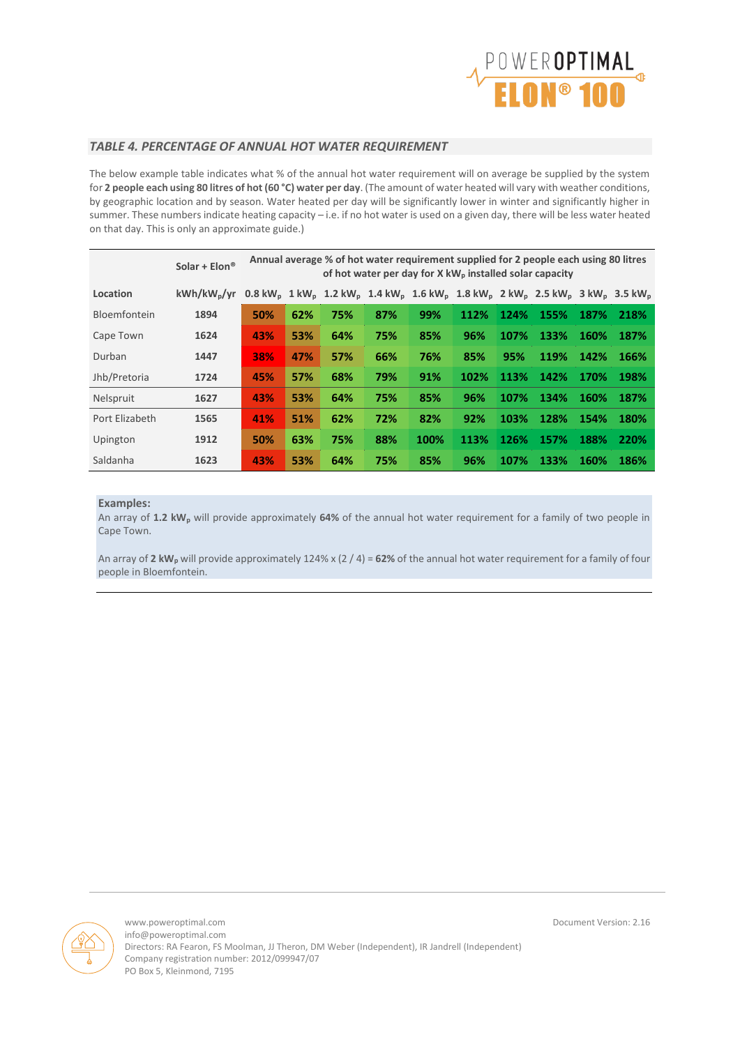## *TABLE 4. PERCENTAGE OF ANNUAL HOT WATER REQUIREMENT*

The below example table indicates what % of the annual hot water requirement will on average be supplied by the system for **2 people each using 80 litres of hot (60 °C) water per day**. (The amount of water heated will vary with weather conditions, by geographic location and by season. Water heated per day will be significantly lower in winter and significantly higher in summer. These numbers indicate heating capacity – i.e. if no hot water is used on a given day, there will be less water heated on that day. This is only an approximate guide.)

| | Solar + Elon® | Annual average % of hot water requirement supplied for 2 people each using 80 litres of hot water per day for X $kW_p$ installed solar capacity | | | | | | | | | |
|---|---|---|---|---|---|---|---|---|---|---|---|
| **Location** | **$kWh/kW_p/yr$** | **0.8 $kW_p$** | **1 $kW_p$** | **1.2 $kW_p$** | **1.4 $kW_p$** | **1.6 $kW_p$** | **1.8 $kW_p$** | **2 $kW_p$** | **2.5 $kW_p$** | **3 $kW_p$** | **3.5 $kW_p$** |
| Bloemfontein | **1894** | **50%** | **62%** | **75%** | **87%** | **99%** | **112%** | **124%** | **155%** | **187%** | **218%** |
| Cape Town | **1624** | **43%** | **53%** | **64%** | **75%** | **85%** | **96%** | **107%** | **133%** | **160%** | **187%** |
| Durban | **1447** | **38%** | **47%** | **57%** | **66%** | **76%** | **85%** | **95%** | **119%** | **142%** | **166%** |
| Jhb/Pretoria | **1724** | **45%** | **57%** | **68%** | **79%** | **91%** | **102%** | **113%** | **142%** | **170%** | **198%** |
| Nelspruit | **1627** | **43%** | **53%** | **64%** | **75%** | **85%** | **96%** | **107%** | **134%** | **160%** | **187%** |
| Port Elizabeth | **1565** | **41%** | **51%** | **62%** | **72%** | **82%** | **92%** | **103%** | **128%** | **154%** | **180%** |
| Upington | **1912** | **50%** | **63%** | **75%** | **88%** | **100%** | **113%** | **126%** | **157%** | **188%** | **220%** |
| Saldanha | **1623** | **43%** | **53%** | **64%** | **75%** | **85%** | **96%** | **107%** | **133%** | **160%** | **186%** |

**Examples:**

An array of **1.2 $kW_p$** will provide approximately **64%** of the annual hot water requirement for a family of two people in Cape Town.

An array of **2 $kW_p$** will provide approximately 124% x (2 / 4) = **62%** of the annual hot water requirement for a family of four people in Bloemfontein.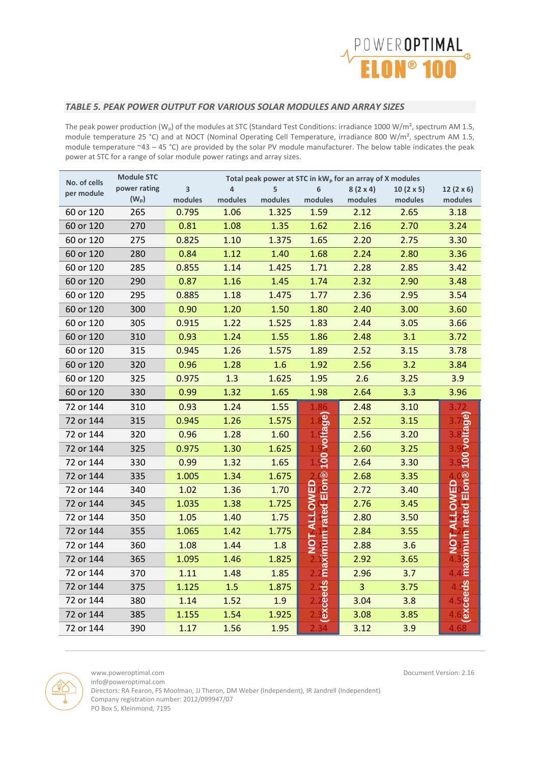## *TABLE 5. PEAK POWER OUTPUT FOR VARIOUS SOLAR MODULES AND ARRAY SIZES*

The peak power production ($W_P$) of the modules at STC (Standard Test Conditions: irradiance 1000 W/m², spectrum AM 1.5, module temperature 25 °C) and at NOCT (Nominal Operating Cell Temperature, irradiance 800 W/m², spectrum AM 1.5, module temperature ~43 – 45 °C) are provided by the solar PV module manufacturer. The below table indicates the peak power at STC for a range of solar module power ratings and array sizes.

| No. of cells per module | Module STC power rating ($W_P$) | Total peak power at STC in $kW_p$ for an array of X modules | | | | | | |
|---|---|---|---|---|---|---|---|---|
| | | 3 modules | 4 modules | 5 modules | 6 modules | 8 (2 x 4) modules | 10 (2 x 5) modules | 12 (2 x 6) modules |
| 60 or 120 | 265 | 0.795 | 1.06 | 1.325 | 1.59 | 2.12 | 2.65 | 3.18 |
| 60 or 120 | 270 | 0.81 | 1.08 | 1.35 | 1.62 | 2.16 | 2.70 | 3.24 |
| 60 or 120 | 275 | 0.825 | 1.10 | 1.375 | 1.65 | 2.20 | 2.75 | 3.30 |
| 60 or 120 | 280 | 0.84 | 1.12 | 1.40 | 1.68 | 2.24 | 2.80 | 3.36 |
| 60 or 120 | 285 | 0.855 | 1.14 | 1.425 | 1.71 | 2.28 | 2.85 | 3.42 |
| 60 or 120 | 290 | 0.87 | 1.16 | 1.45 | 1.74 | 2.32 | 2.90 | 3.48 |
| 60 or 120 | 295 | 0.885 | 1.18 | 1.475 | 1.77 | 2.36 | 2.95 | 3.54 |
| 60 or 120 | 300 | 0.90 | 1.20 | 1.50 | 1.80 | 2.40 | 3.00 | 3.60 |
| 60 or 120 | 305 | 0.915 | 1.22 | 1.525 | 1.83 | 2.44 | 3.05 | 3.66 |
| 60 or 120 | 310 | 0.93 | 1.24 | 1.55 | 1.86 | 2.48 | 3.1 | 3.72 |
| 60 or 120 | 315 | 0.945 | 1.26 | 1.575 | 1.89 | 2.52 | 3.15 | 3.78 |
| 60 or 120 | 320 | 0.96 | 1.28 | 1.6 | 1.92 | 2.56 | 3.2 | 3.84 |
| 60 or 120 | 325 | 0.975 | 1.3 | 1.625 | 1.95 | 2.6 | 3.25 | 3.9 |
| 60 or 120 | 330 | 0.99 | 1.32 | 1.65 | 1.98 | 2.64 | 3.3 | 3.96 |
| 72 or 144 | 310 | 0.93 | 1.24 | 1.55 | 1.86 | 2.48 | 3.10 | 3.72 |
| 72 or 144 | 315 | 0.945 | 1.26 | 1.575 | 1.89 | 2.52 | 3.15 | 3.78 |
| 72 or 144 | 320 | 0.96 | 1.28 | 1.60 | 1.92 | 2.56 | 3.20 | 3.84 |
| 72 or 144 | 325 | 0.975 | 1.30 | 1.625 | 1.95 | 2.60 | 3.25 | 3.90 |
| 72 or 144 | 330 | 0.99 | 1.32 | 1.65 | 1.98 | 2.64 | 3.30 | 3.96 |
| 72 or 144 | 335 | 1.005 | 1.34 | 1.675 | 2.01 | 2.68 | 3.35 | 4.02 |
| 72 or 144 | 340 | 1.02 | 1.36 | 1.70 | 2.04 | 2.72 | 3.40 | 4.08 |
| 72 or 144 | 345 | 1.035 | 1.38 | 1.725 | 2.07 | 2.76 | 3.45 | 4.14 |
| 72 or 144 | 350 | 1.05 | 1.40 | 1.75 | 2.10 | 2.80 | 3.50 | 4.20 |
| 72 or 144 | 355 | 1.065 | 1.42 | 1.775 | 2.13 | 2.84 | 3.55 | 4.26 |
| 72 or 144 | 360 | 1.08 | 1.44 | 1.8 | 2.16 | 2.88 | 3.6 | 4.32 |
| 72 or 144 | 365 | 1.095 | 1.46 | 1.825 | 2.19 | 2.92 | 3.65 | 4.38 |
| 72 or 144 | 370 | 1.11 | 1.48 | 1.85 | 2.22 | 2.96 | 3.7 | 4.44 |
| 72 or 144 | 375 | 1.125 | 1.5 | 1.875 | 2.25 | 3 | 3.75 | 4.50 |
| 72 or 144 | 380 | 1.14 | 1.52 | 1.9 | 2.28 | 3.04 | 3.8 | 4.56 |
| 72 or 144 | 385 | 1.155 | 1.54 | 1.925 | 2.31 | 3.08 | 3.85 | 4.62 |
| 72 or 144 | 390 | 1.17 | 1.56 | 1.95 | 2.34 | 3.12 | 3.9 | 4.68 |

For 72 or 144 cell modules, the 6 modules and 12 (2 x 6) modules columns are marked: **NOT ALLOWED (exceeds maximum rated Elon® 100 voltage)**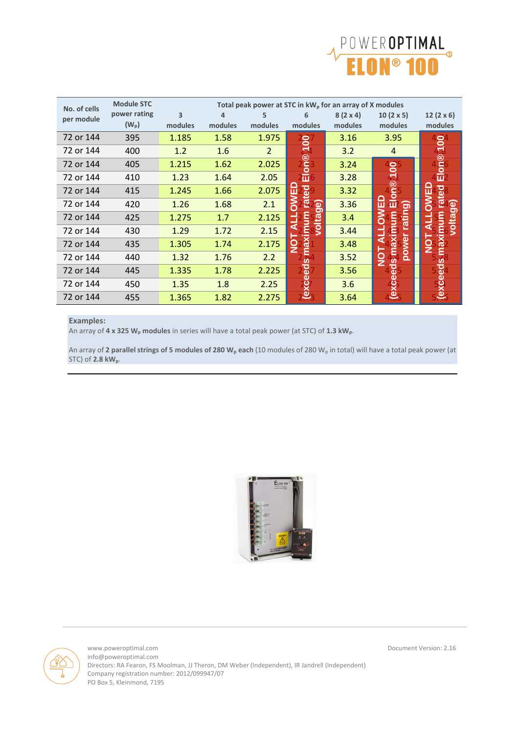| No. of cells per module | Module STC power rating ($W_p$) | Total peak power at STC in $kW_p$ for an array of X modules | | | | | | |
|---|---|---|---|---|---|---|---|---|
| | | 3 modules | 4 modules | 5 modules | 6 modules | 8 (2 x 4) modules | 10 (2 x 5) modules | 12 (2 x 6) modules |
| 72 or 144 | 395 | 1.185 | 1.58 | 1.975 | 2.37 | 3.16 | 3.95 | 4.74 |
| 72 or 144 | 400 | 1.2 | 1.6 | 2 | 2.4 | 3.2 | 4 | 4.8 |
| 72 or 144 | 405 | 1.215 | 1.62 | 2.025 | 2.43 | 3.24 | 4.05 | 4.86 |
| 72 or 144 | 410 | 1.23 | 1.64 | 2.05 | 2.46 | 3.28 | 4.1 | 4.92 |
| 72 or 144 | 415 | 1.245 | 1.66 | 2.075 | 2.49 | 3.32 | 4.15 | 4.98 |
| 72 or 144 | 420 | 1.26 | 1.68 | 2.1 | 2.52 | 3.36 | 4.2 | 5.04 |
| 72 or 144 | 425 | 1.275 | 1.7 | 2.125 | 2.55 | 3.4 | 4.25 | 5.1 |
| 72 or 144 | 430 | 1.29 | 1.72 | 2.15 | 2.58 | 3.44 | 4.3 | 5.16 |
| 72 or 144 | 435 | 1.305 | 1.74 | 2.175 | 2.61 | 3.48 | 4.35 | 5.22 |
| 72 or 144 | 440 | 1.32 | 1.76 | 2.2 | 2.64 | 3.52 | 4.4 | 5.28 |
| 72 or 144 | 445 | 1.335 | 1.78 | 2.225 | 2.67 | 3.56 | 4.45 | 5.34 |
| 72 or 144 | 450 | 1.35 | 1.8 | 2.25 | 2.7 | 3.6 | 4.5 | 5.4 |
| 72 or 144 | 455 | 1.365 | 1.82 | 2.275 | 2.73 | 3.64 | 4.55 | 5.46 |

6 modules: NOT ALLOWED (exceeds maximum rated Elon® 100 voltage)

10 (2 x 5) modules, from 405 $W_p$: NOT ALLOWED (exceeds maximum Elon® 100 power rating)

12 (2 x 6) modules: NOT ALLOWED (exceeds maximum rated Elon® 100 voltage)

**Examples:**

An array of **4 x 325 $W_p$ modules** in series will have a total peak power (at STC) of **1.3 $kW_p$**.

An array of **2 parallel strings of 5 modules of 280 $W_p$ each** (10 modules of 280 $W_p$ in total) will have a total peak power (at STC) of **2.8 $kW_p$**.